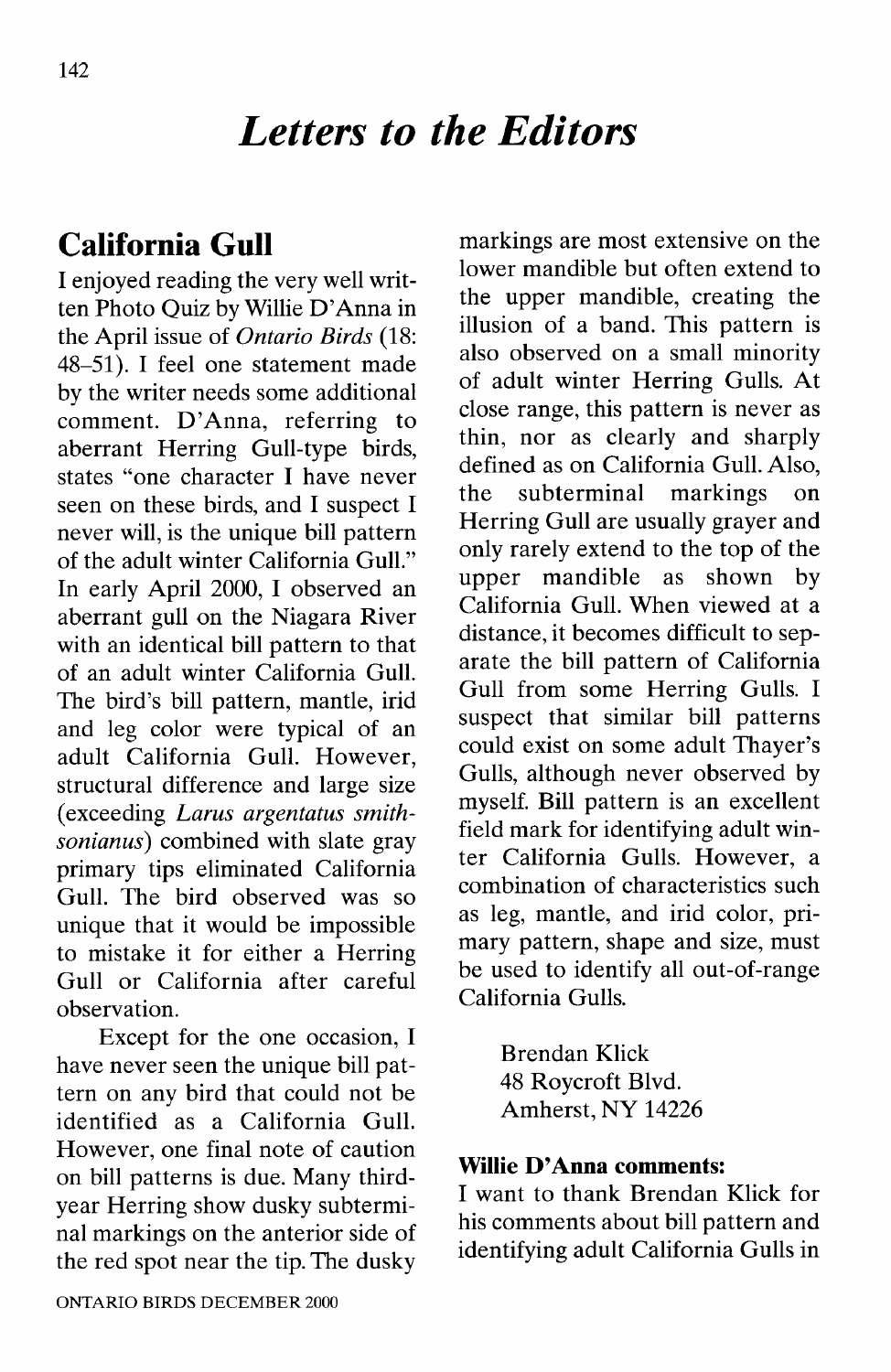# *Letters to the Editors*

## California Gull

I enjoyed reading the very well written Photo Quiz by Willie D'Anna in the April issue of *Ontario Birds* (18: 48–51). I feel one statement made by the writer needs some additional comment. D'Anna, referring to aberrant Herring Gull-type birds, states "one character I have never seen on these birds, and I suspect I never will, is the unique bill pattern of the adult winter California Gull." In early April 2000, I observed an aberrant gull on the Niagara River with an identical bill pattern to that of an adult winter California Gull. The bird's bill pattern, mantle, irid and leg color were typical of an adult California Gull. However, structural difference and large size (exceeding *Larus argentatus smithsonianus*) combined with slate gray primary tips eliminated California Gull. The bird observed was so unique that it would be impossible to mistake it for either a Herring Gull or California after careful observation.

Except for the one occasion, I have never seen the unique bill pattern on any bird that could not be identified as a California Gull. However, one final note of caution on bill patterns is due. Many third-year Herring show dusky subterminal markings on the anterior side of the red spot near the tip. The dusky markings are most extensive on the lower mandible but often extend to the upper mandible, creating the illusion of a band. This pattern is also observed on a small minority of adult winter Herring Gulls. At close range, this pattern is never as thin, nor as clearly and sharply defined as on California Gull. Also, the subterminal markings on Herring Gull are usually grayer and only rarely extend to the top of the upper mandible as shown by California Gull. When viewed at a distance, it becomes difficult to separate the bill pattern of California Gull from some Herring Gulls. I suspect that similar bill patterns could exist on some adult Thayer's Gulls, although never observed by myself. Bill pattern is an excellent field mark for identifying adult winter California Gulls. However, a combination of characteristics such as leg, mantle, and irid color, primary pattern, shape and size, must be used to identify all out-of-range California Gulls.

Brendan Klick  
48 Roycroft Blvd.  
Amherst, NY 14226

**Willie D'Anna comments:**

I want to thank Brendan Klick for his comments about bill pattern and identifying adult California Gulls in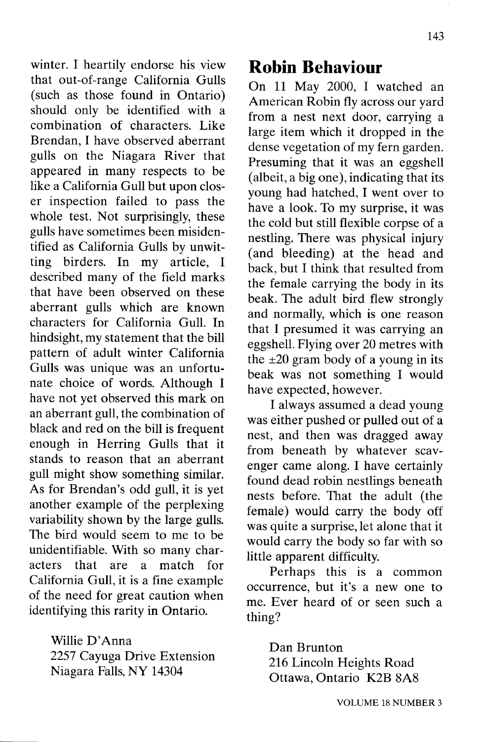winter. I heartily endorse his view that out-of-range California Gulls (such as those found in Ontario) should only be identified with a combination of characters. Like Brendan, I have observed aberrant gulls on the Niagara River that appeared in many respects to be like a California Gull but upon closer inspection failed to pass the whole test. Not surprisingly, these gulls have sometimes been misidentified as California Gulls by unwitting birders. In my article, I described many of the field marks that have been observed on these aberrant gulls which are known characters for California Gull. In hindsight, my statement that the bill pattern of adult winter California Gulls was unique was an unfortunate choice of words. Although I have not yet observed this mark on an aberrant gull, the combination of black and red on the bill is frequent enough in Herring Gulls that it stands to reason that an aberrant gull might show something similar. As for Brendan's odd gull, it is yet another example of the perplexing variability shown by the large gulls. The bird would seem to me to be unidentifiable. With so many characters that are a match for California Gull, it is a fine example of the need for great caution when identifying this rarity in Ontario.

Willie D'Anna
2257 Cayuga Drive Extension
Niagara Falls, NY 14304

## Robin Behaviour

On 11 May 2000, I watched an American Robin fly across our yard from a nest next door, carrying a large item which it dropped in the dense vegetation of my fern garden. Presuming that it was an eggshell (albeit, a big one), indicating that its young had hatched, I went over to have a look. To my surprise, it was the cold but still flexible corpse of a nestling. There was physical injury (and bleeding) at the head and back, but I think that resulted from the female carrying the body in its beak. The adult bird flew strongly and normally, which is one reason that I presumed it was carrying an eggshell. Flying over 20 metres with the ±20 gram body of a young in its beak was not something I would have expected, however.

I always assumed a dead young was either pushed or pulled out of a nest, and then was dragged away from beneath by whatever scavenger came along. I have certainly found dead robin nestlings beneath nests before. That the adult (the female) would carry the body off was quite a surprise, let alone that it would carry the body so far with so little apparent difficulty.

Perhaps this is a common occurrence, but it's a new one to me. Ever heard of or seen such a thing?

Dan Brunton
216 Lincoln Heights Road
Ottawa, Ontario K2B 8A8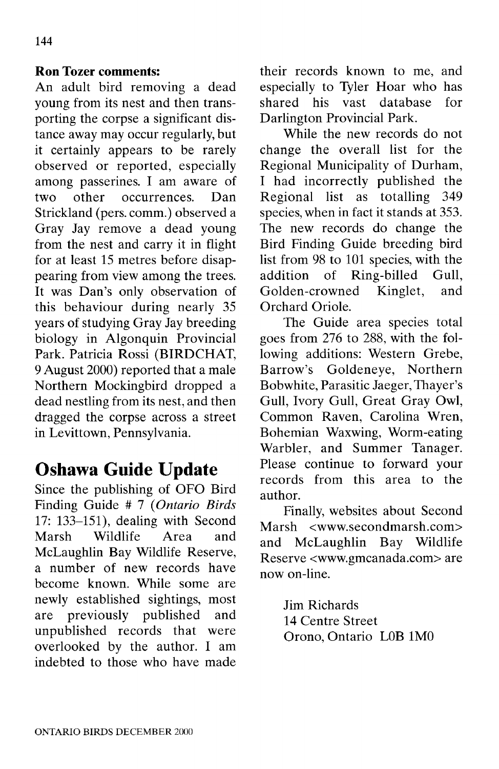**Ron Tozer comments:**

An adult bird removing a dead young from its nest and then transporting the corpse a significant distance away may occur regularly, but it certainly appears to be rarely observed or reported, especially among passerines. I am aware of two other occurrences. Dan Strickland (pers. comm.) observed a Gray Jay remove a dead young from the nest and carry it in flight for at least 15 metres before disappearing from view among the trees. It was Dan's only observation of this behaviour during nearly 35 years of studying Gray Jay breeding biology in Algonquin Provincial Park. Patricia Rossi (BIRDCHAT, 9 August 2000) reported that a male Northern Mockingbird dropped a dead nestling from its nest, and then dragged the corpse across a street in Levittown, Pennsylvania.

## Oshawa Guide Update

Since the publishing of OFO Bird Finding Guide # 7 (*Ontario Birds* 17: 133–151), dealing with Second Marsh Wildlife Area and McLaughlin Bay Wildlife Reserve, a number of new records have become known. While some are newly established sightings, most are previously published and unpublished records that were overlooked by the author. I am indebted to those who have made their records known to me, and especially to Tyler Hoar who has shared his vast database for Darlington Provincial Park.

While the new records do not change the overall list for the Regional Municipality of Durham, I had incorrectly published the Regional list as totalling 349 species, when in fact it stands at 353. The new records do change the Bird Finding Guide breeding bird list from 98 to 101 species, with the addition of Ring-billed Gull, Golden-crowned Kinglet, and Orchard Oriole.

The Guide area species total goes from 276 to 288, with the following additions: Western Grebe, Barrow's Goldeneye, Northern Bobwhite, Parasitic Jaeger, Thayer's Gull, Ivory Gull, Great Gray Owl, Common Raven, Carolina Wren, Bohemian Waxwing, Worm-eating Warbler, and Summer Tanager. Please continue to forward your records from this area to the author.

Finally, websites about Second Marsh <www.secondmarsh.com> and McLaughlin Bay Wildlife Reserve <www.gmcanada.com> are now on-line.

Jim Richards
14 Centre Street
Orono, Ontario L0B 1M0